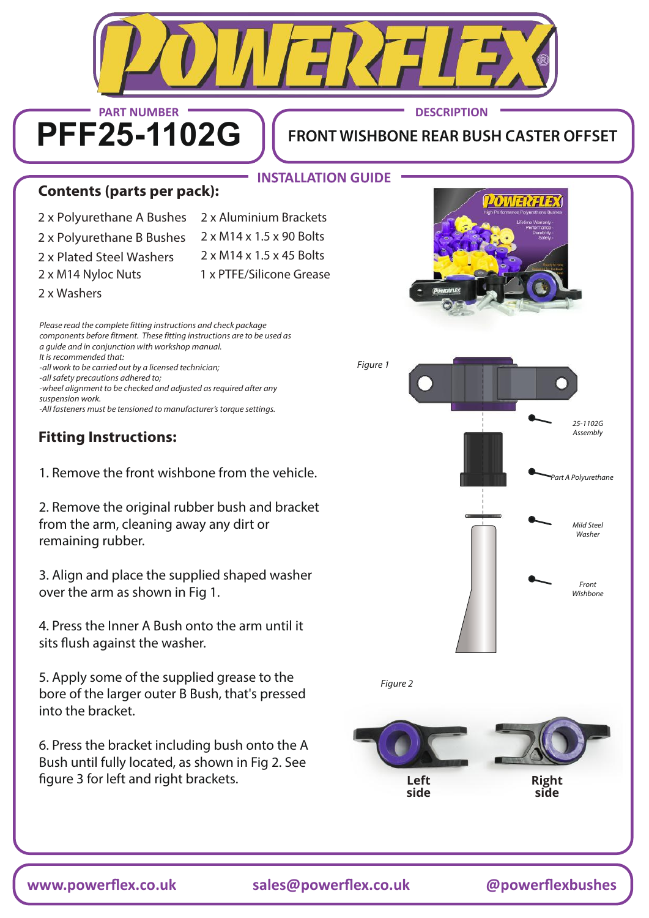**PART NUMBER**

# PFF25-1102G

**DESCRIPTION**

## FRONT WISHBONE REAR BUSH CASTER OFFSET

**INSTALLATION GUIDE**

### Contents (parts per pack):

- 2 x Polyurethane A Bushes
- 2 x Polyurethane B Bushes
- 2 x Plated Steel Washers
- 2 x M14 Nyloc Nuts
- 2 x Washers
- 2 x Aluminium Brackets
- 2 x M14 x 1.5 x 90 Bolts
- 2 x M14 x 1.5 x 45 Bolts
- 1 x PTFE/Silicone Grease

*Please read the complete fitting instructions and check package components before fitment. These fitting instructions are to be used as a guide and in conjunction with workshop manual.*
*It is recommended that:*
*-all work to be carried out by a licensed technician;*
*-all safety precautions adhered to;*
*-wheel alignment to be checked and adjusted as required after any suspension work.*
*-All fasteners must be tensioned to manufacturer's torque settings.*

### Fitting Instructions:

1. Remove the front wishbone from the vehicle.

2. Remove the original rubber bush and bracket from the arm, cleaning away any dirt or remaining rubber.

3. Align and place the supplied shaped washer over the arm as shown in Fig 1.

4. Press the Inner A Bush onto the arm until it sits flush against the washer.

5. Apply some of the supplied grease to the bore of the larger outer B Bush, that's pressed into the bracket.

6. Press the bracket including bush onto the A Bush until fully located, as shown in Fig 2. See figure 3 for left and right brackets.

*Figure 1*

*25-1102G Assembly*

*Part A Polyurethane*

*Mild Steel Washer*

*Front Wishbone*

*Figure 2*

**Left side**

**Right side**

**www.powerflex.co.uk** **sales@powerflex.co.uk** **@powerflexbushes**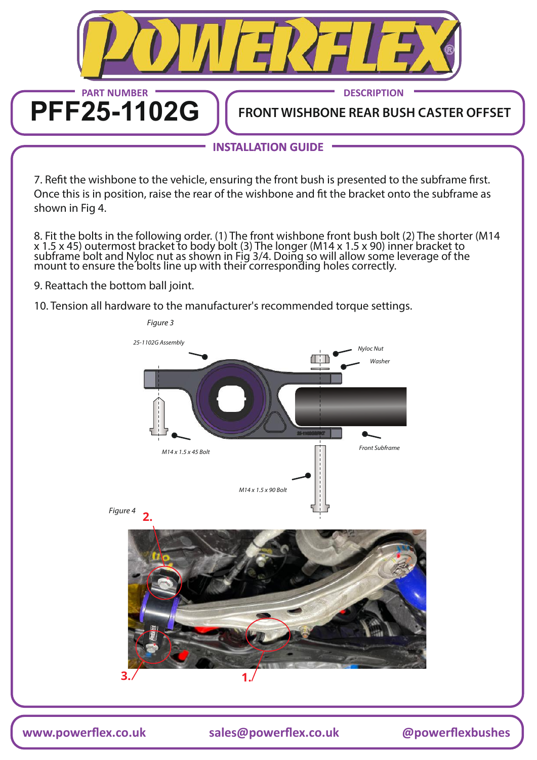# POWERFLEX

**PART NUMBER**

**PFF25-1102G**

**DESCRIPTION**

**FRONT WISHBONE REAR BUSH CASTER OFFSET**

## INSTALLATION GUIDE

7. Refit the wishbone to the vehicle, ensuring the front bush is presented to the subframe first. Once this is in position, raise the rear of the wishbone and fit the bracket onto the subframe as shown in Fig 4.

8. Fit the bolts in the following order. (1) The front wishbone front bush bolt (2) The shorter (M14 x 1.5 x 45) outermost bracket to body bolt (3) The longer (M14 x 1.5 x 90) inner bracket to subframe bolt and Nyloc nut as shown in Fig 3/4. Doing so will allow some leverage of the mount to ensure the bolts line up with their corresponding holes correctly.

9. Reattach the bottom ball joint.

10. Tension all hardware to the manufacturer's recommended torque settings.

*Figure 3*

*25-1102G Assembly*

*Nyloc Nut*

*Washer*

*M14 x 1.5 x 45 Bolt*

*Front Subframe*

*M14 x 1.5 x 90 Bolt*

*Figure 4*

2.

3.

1.

www.powerflex.co.uk sales@powerflex.co.uk @powerflexbushes